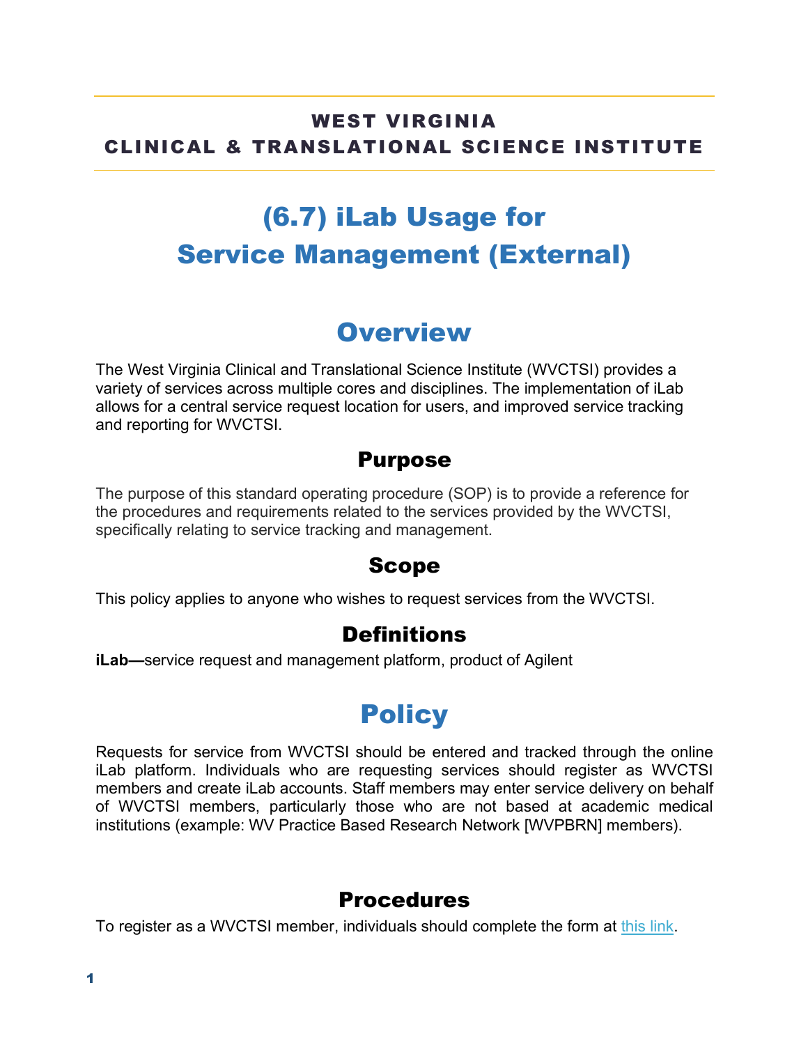**WEST VIRGINIA**
**CLINICAL & TRANSLATIONAL SCIENCE INSTITUTE**

# (6.7) iLab Usage for Service Management (External)

# Overview

The West Virginia Clinical and Translational Science Institute (WVCTSI) provides a variety of services across multiple cores and disciplines. The implementation of iLab allows for a central service request location for users, and improved service tracking and reporting for WVCTSI.

## Purpose

The purpose of this standard operating procedure (SOP) is to provide a reference for the procedures and requirements related to the services provided by the WVCTSI, specifically relating to service tracking and management.

## Scope

This policy applies to anyone who wishes to request services from the WVCTSI.

## Definitions

**iLab—**service request and management platform, product of Agilent

# Policy

Requests for service from WVCTSI should be entered and tracked through the online iLab platform. Individuals who are requesting services should register as WVCTSI members and create iLab accounts. Staff members may enter service delivery on behalf of WVCTSI members, particularly those who are not based at academic medical institutions (example: WV Practice Based Research Network [WVPBRN] members).

## Procedures

To register as a WVCTSI member, individuals should complete the form at this link.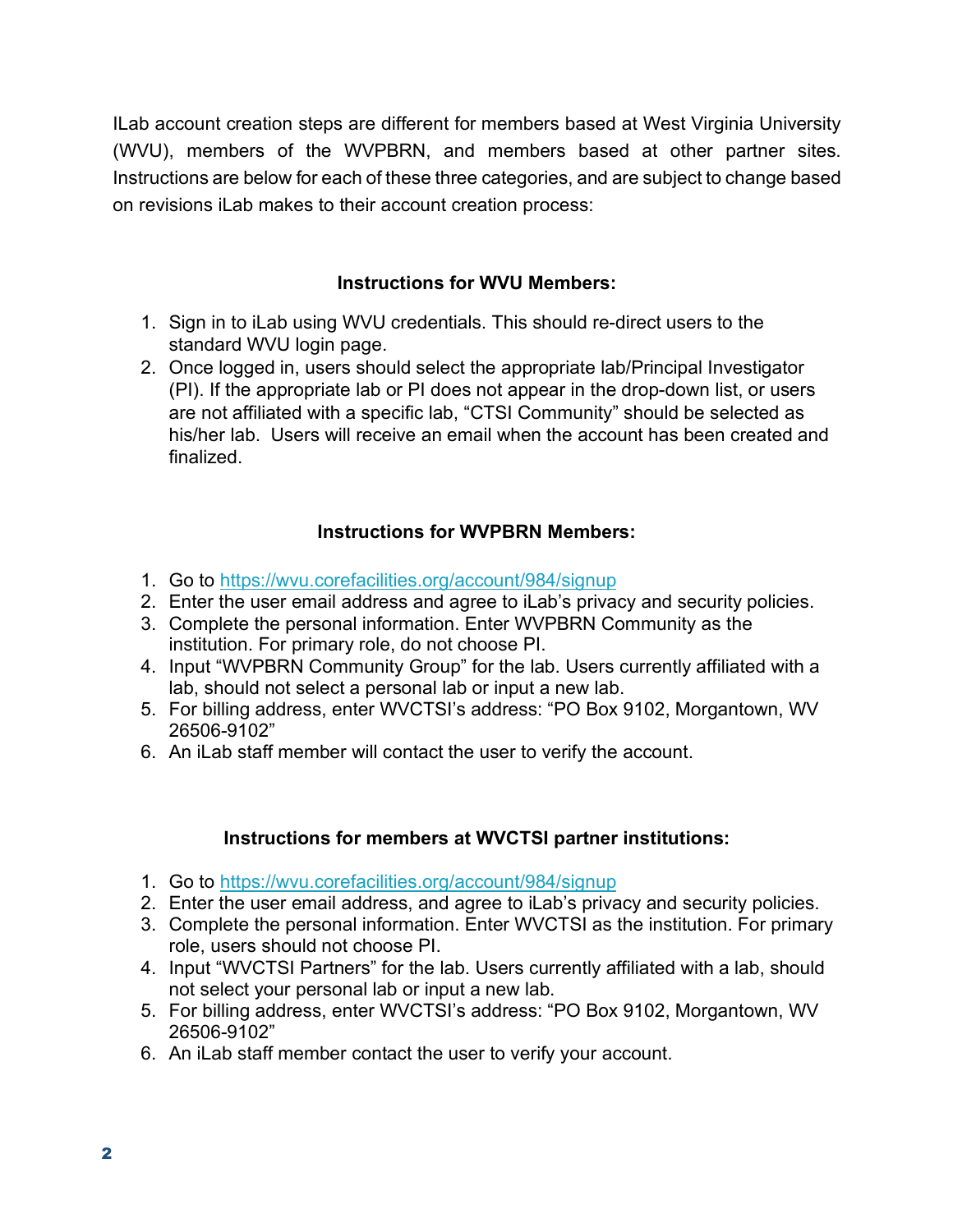ILab account creation steps are different for members based at West Virginia University (WVU), members of the WVPBRN, and members based at other partner sites. Instructions are below for each of these three categories, and are subject to change based on revisions iLab makes to their account creation process:

### Instructions for WVU Members:

1. Sign in to iLab using WVU credentials. This should re-direct users to the standard WVU login page.
2. Once logged in, users should select the appropriate lab/Principal Investigator (PI). If the appropriate lab or PI does not appear in the drop-down list, or users are not affiliated with a specific lab, "CTSI Community" should be selected as his/her lab. Users will receive an email when the account has been created and finalized.

### Instructions for WVPBRN Members:

1. Go to https://wvu.corefacilities.org/account/984/signup
2. Enter the user email address and agree to iLab's privacy and security policies.
3. Complete the personal information. Enter WVPBRN Community as the institution. For primary role, do not choose PI.
4. Input "WVPBRN Community Group" for the lab. Users currently affiliated with a lab, should not select a personal lab or input a new lab.
5. For billing address, enter WVCTSI's address: "PO Box 9102, Morgantown, WV 26506-9102"
6. An iLab staff member will contact the user to verify the account.

### Instructions for members at WVCTSI partner institutions:

1. Go to https://wvu.corefacilities.org/account/984/signup
2. Enter the user email address, and agree to iLab's privacy and security policies.
3. Complete the personal information. Enter WVCTSI as the institution. For primary role, users should not choose PI.
4. Input "WVCTSI Partners" for the lab. Users currently affiliated with a lab, should not select your personal lab or input a new lab.
5. For billing address, enter WVCTSI's address: "PO Box 9102, Morgantown, WV 26506-9102"
6. An iLab staff member contact the user to verify your account.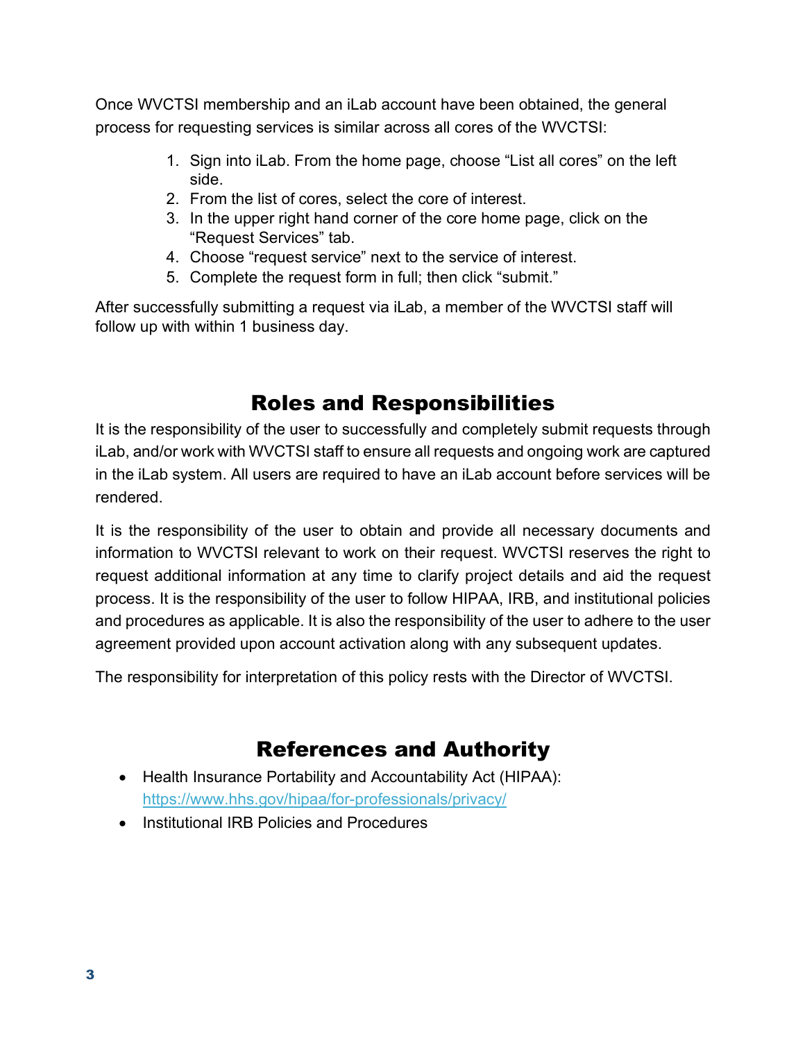Once WVCTSI membership and an iLab account have been obtained, the general process for requesting services is similar across all cores of the WVCTSI:

1. Sign into iLab. From the home page, choose "List all cores" on the left side.
2. From the list of cores, select the core of interest.
3. In the upper right hand corner of the core home page, click on the "Request Services" tab.
4. Choose "request service" next to the service of interest.
5. Complete the request form in full; then click "submit."

After successfully submitting a request via iLab, a member of the WVCTSI staff will follow up with within 1 business day.

## Roles and Responsibilities

It is the responsibility of the user to successfully and completely submit requests through iLab, and/or work with WVCTSI staff to ensure all requests and ongoing work are captured in the iLab system. All users are required to have an iLab account before services will be rendered.

It is the responsibility of the user to obtain and provide all necessary documents and information to WVCTSI relevant to work on their request. WVCTSI reserves the right to request additional information at any time to clarify project details and aid the request process. It is the responsibility of the user to follow HIPAA, IRB, and institutional policies and procedures as applicable. It is also the responsibility of the user to adhere to the user agreement provided upon account activation along with any subsequent updates.

The responsibility for interpretation of this policy rests with the Director of WVCTSI.

## References and Authority

- Health Insurance Portability and Accountability Act (HIPAA): https://www.hhs.gov/hipaa/for-professionals/privacy/
- Institutional IRB Policies and Procedures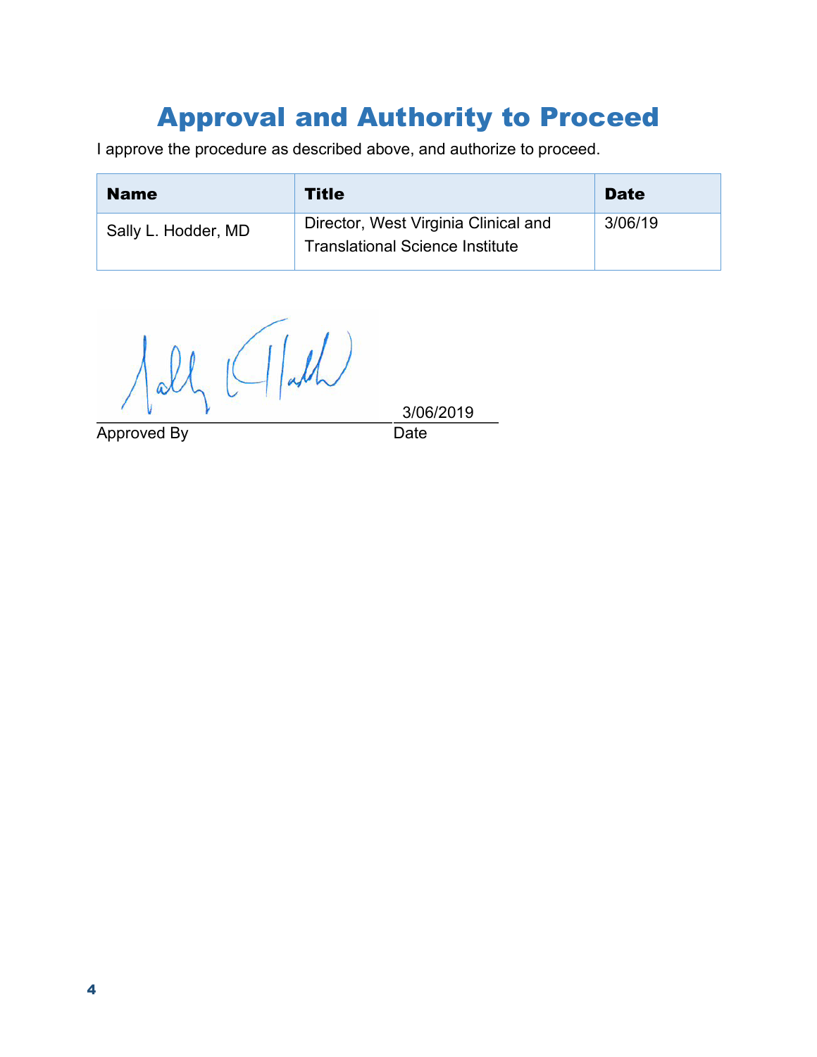# Approval and Authority to Proceed

I approve the procedure as described above, and authorize to proceed.

| Name | Title | Date |
|---|---|---|
| Sally L. Hodder, MD | Director, West Virginia Clinical and Translational Science Institute | 3/06/19 |

Approved By &nbsp;&nbsp;&nbsp;&nbsp;&nbsp;&nbsp;&nbsp;&nbsp; 3/06/2019

Date